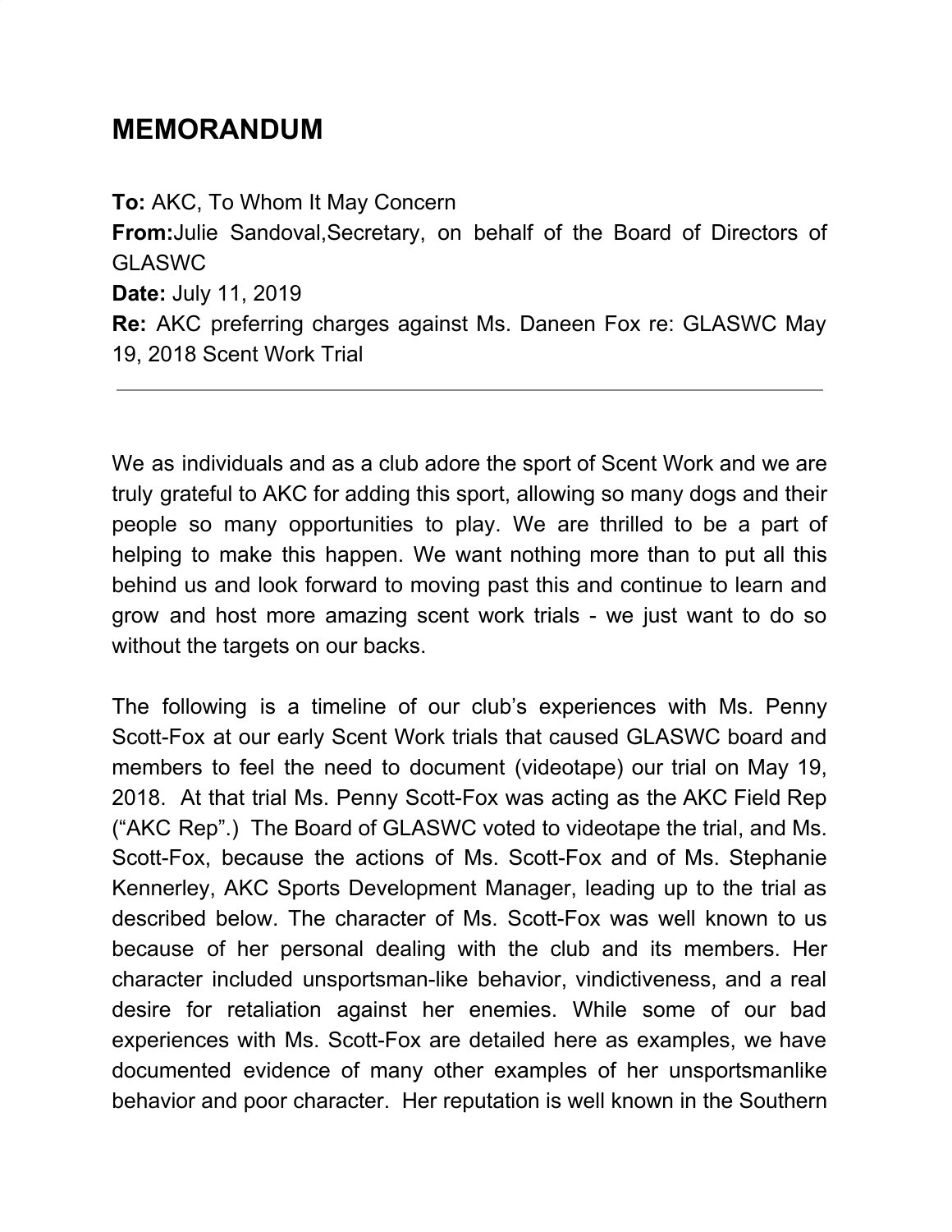# MEMORANDUM

**To:** AKC, To Whom It May Concern
**From:**Julie Sandoval,Secretary, on behalf of the Board of Directors of GLASWC
**Date:** July 11, 2019
**Re:** AKC preferring charges against Ms. Daneen Fox re: GLASWC May 19, 2018 Scent Work Trial

---

We as individuals and as a club adore the sport of Scent Work and we are truly grateful to AKC for adding this sport, allowing so many dogs and their people so many opportunities to play. We are thrilled to be a part of helping to make this happen. We want nothing more than to put all this behind us and look forward to moving past this and continue to learn and grow and host more amazing scent work trials - we just want to do so without the targets on our backs.

The following is a timeline of our club's experiences with Ms. Penny Scott-Fox at our early Scent Work trials that caused GLASWC board and members to feel the need to document (videotape) our trial on May 19, 2018. At that trial Ms. Penny Scott-Fox was acting as the AKC Field Rep ("AKC Rep".) The Board of GLASWC voted to videotape the trial, and Ms. Scott-Fox, because the actions of Ms. Scott-Fox and of Ms. Stephanie Kennerley, AKC Sports Development Manager, leading up to the trial as described below. The character of Ms. Scott-Fox was well known to us because of her personal dealing with the club and its members. Her character included unsportsman-like behavior, vindictiveness, and a real desire for retaliation against her enemies. While some of our bad experiences with Ms. Scott-Fox are detailed here as examples, we have documented evidence of many other examples of her unsportsmanlike behavior and poor character. Her reputation is well known in the Southern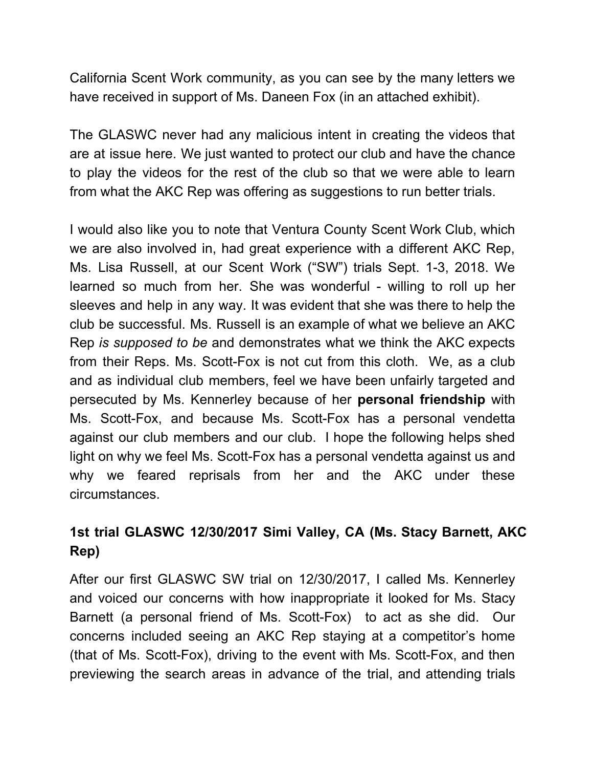California Scent Work community, as you can see by the many letters we have received in support of Ms. Daneen Fox (in an attached exhibit).

The GLASWC never had any malicious intent in creating the videos that are at issue here. We just wanted to protect our club and have the chance to play the videos for the rest of the club so that we were able to learn from what the AKC Rep was offering as suggestions to run better trials.

I would also like you to note that Ventura County Scent Work Club, which we are also involved in, had great experience with a different AKC Rep, Ms. Lisa Russell, at our Scent Work ("SW") trials Sept. 1-3, 2018. We learned so much from her. She was wonderful - willing to roll up her sleeves and help in any way. It was evident that she was there to help the club be successful. Ms. Russell is an example of what we believe an AKC Rep *is supposed to be* and demonstrates what we think the AKC expects from their Reps. Ms. Scott-Fox is not cut from this cloth. We, as a club and as individual club members, feel we have been unfairly targeted and persecuted by Ms. Kennerley because of her **personal friendship** with Ms. Scott-Fox, and because Ms. Scott-Fox has a personal vendetta against our club members and our club. I hope the following helps shed light on why we feel Ms. Scott-Fox has a personal vendetta against us and why we feared reprisals from her and the AKC under these circumstances.

### 1st trial GLASWC 12/30/2017 Simi Valley, CA (Ms. Stacy Barnett, AKC Rep)

After our first GLASWC SW trial on 12/30/2017, I called Ms. Kennerley and voiced our concerns with how inappropriate it looked for Ms. Stacy Barnett (a personal friend of Ms. Scott-Fox) to act as she did. Our concerns included seeing an AKC Rep staying at a competitor's home (that of Ms. Scott-Fox), driving to the event with Ms. Scott-Fox, and then previewing the search areas in advance of the trial, and attending trials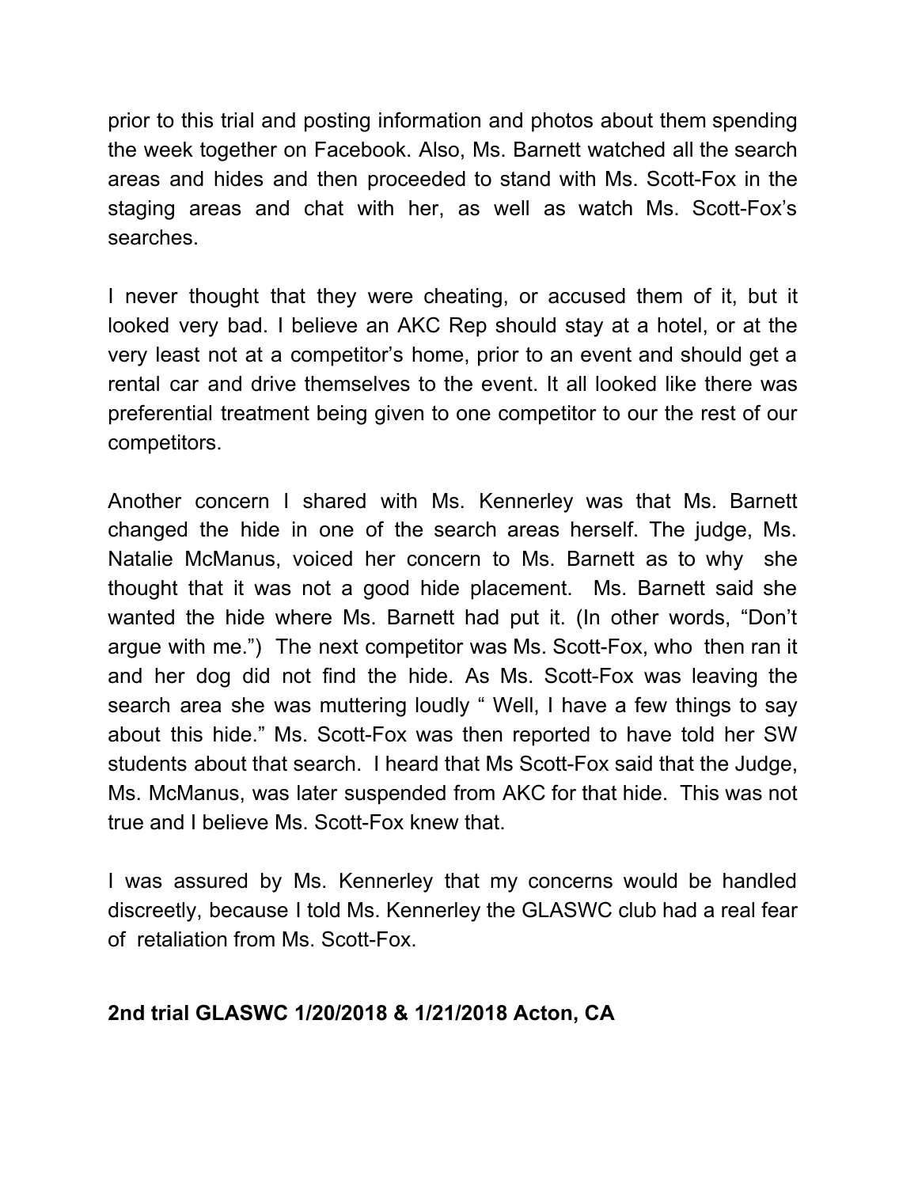prior to this trial and posting information and photos about them spending the week together on Facebook. Also, Ms. Barnett watched all the search areas and hides and then proceeded to stand with Ms. Scott-Fox in the staging areas and chat with her, as well as watch Ms. Scott-Fox's searches.

I never thought that they were cheating, or accused them of it, but it looked very bad. I believe an AKC Rep should stay at a hotel, or at the very least not at a competitor's home, prior to an event and should get a rental car and drive themselves to the event. It all looked like there was preferential treatment being given to one competitor to our the rest of our competitors.

Another concern I shared with Ms. Kennerley was that Ms. Barnett changed the hide in one of the search areas herself. The judge, Ms. Natalie McManus, voiced her concern to Ms. Barnett as to why she thought that it was not a good hide placement. Ms. Barnett said she wanted the hide where Ms. Barnett had put it. (In other words, "Don't argue with me.") The next competitor was Ms. Scott-Fox, who then ran it and her dog did not find the hide. As Ms. Scott-Fox was leaving the search area she was muttering loudly " Well, I have a few things to say about this hide." Ms. Scott-Fox was then reported to have told her SW students about that search. I heard that Ms Scott-Fox said that the Judge, Ms. McManus, was later suspended from AKC for that hide. This was not true and I believe Ms. Scott-Fox knew that.

I was assured by Ms. Kennerley that my concerns would be handled discreetly, because I told Ms. Kennerley the GLASWC club had a real fear of retaliation from Ms. Scott-Fox.

**2nd trial GLASWC 1/20/2018 & 1/21/2018 Acton, CA**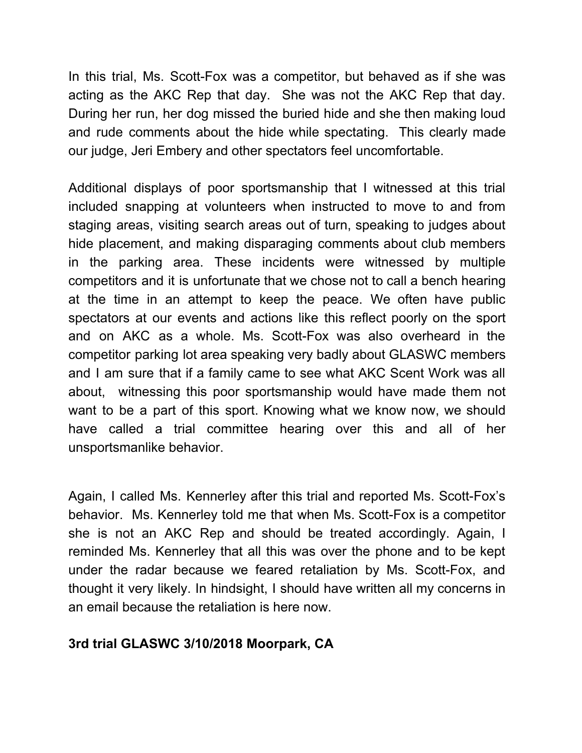In this trial, Ms. Scott-Fox was a competitor, but behaved as if she was acting as the AKC Rep that day. She was not the AKC Rep that day. During her run, her dog missed the buried hide and she then making loud and rude comments about the hide while spectating. This clearly made our judge, Jeri Embery and other spectators feel uncomfortable.

Additional displays of poor sportsmanship that I witnessed at this trial included snapping at volunteers when instructed to move to and from staging areas, visiting search areas out of turn, speaking to judges about hide placement, and making disparaging comments about club members in the parking area. These incidents were witnessed by multiple competitors and it is unfortunate that we chose not to call a bench hearing at the time in an attempt to keep the peace. We often have public spectators at our events and actions like this reflect poorly on the sport and on AKC as a whole. Ms. Scott-Fox was also overheard in the competitor parking lot area speaking very badly about GLASWC members and I am sure that if a family came to see what AKC Scent Work was all about, witnessing this poor sportsmanship would have made them not want to be a part of this sport. Knowing what we know now, we should have called a trial committee hearing over this and all of her unsportsmanlike behavior.

Again, I called Ms. Kennerley after this trial and reported Ms. Scott-Fox's behavior. Ms. Kennerley told me that when Ms. Scott-Fox is a competitor she is not an AKC Rep and should be treated accordingly. Again, I reminded Ms. Kennerley that all this was over the phone and to be kept under the radar because we feared retaliation by Ms. Scott-Fox, and thought it very likely. In hindsight, I should have written all my concerns in an email because the retaliation is here now.

**3rd trial GLASWC 3/10/2018 Moorpark, CA**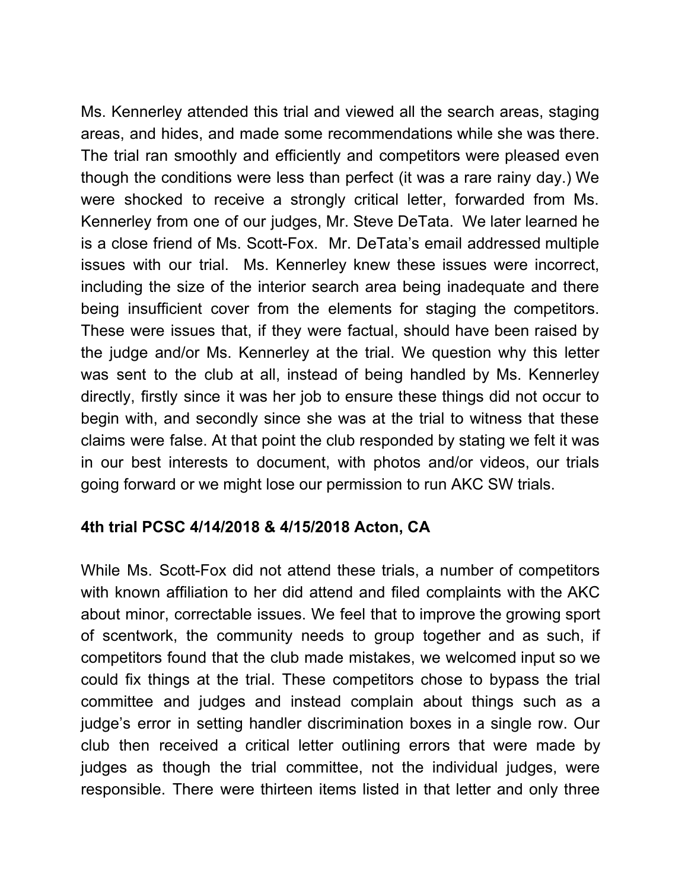Ms. Kennerley attended this trial and viewed all the search areas, staging areas, and hides, and made some recommendations while she was there. The trial ran smoothly and efficiently and competitors were pleased even though the conditions were less than perfect (it was a rare rainy day.) We were shocked to receive a strongly critical letter, forwarded from Ms. Kennerley from one of our judges, Mr. Steve DeTata. We later learned he is a close friend of Ms. Scott-Fox. Mr. DeTata's email addressed multiple issues with our trial. Ms. Kennerley knew these issues were incorrect, including the size of the interior search area being inadequate and there being insufficient cover from the elements for staging the competitors. These were issues that, if they were factual, should have been raised by the judge and/or Ms. Kennerley at the trial. We question why this letter was sent to the club at all, instead of being handled by Ms. Kennerley directly, firstly since it was her job to ensure these things did not occur to begin with, and secondly since she was at the trial to witness that these claims were false. At that point the club responded by stating we felt it was in our best interests to document, with photos and/or videos, our trials going forward or we might lose our permission to run AKC SW trials.

**4th trial PCSC 4/14/2018 & 4/15/2018 Acton, CA**

While Ms. Scott-Fox did not attend these trials, a number of competitors with known affiliation to her did attend and filed complaints with the AKC about minor, correctable issues. We feel that to improve the growing sport of scentwork, the community needs to group together and as such, if competitors found that the club made mistakes, we welcomed input so we could fix things at the trial. These competitors chose to bypass the trial committee and judges and instead complain about things such as a judge's error in setting handler discrimination boxes in a single row. Our club then received a critical letter outlining errors that were made by judges as though the trial committee, not the individual judges, were responsible. There were thirteen items listed in that letter and only three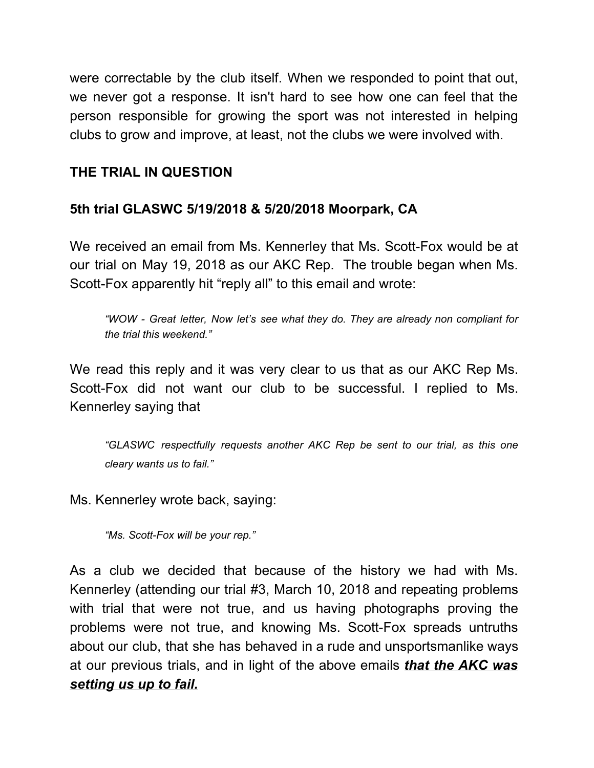were correctable by the club itself. When we responded to point that out, we never got a response. It isn't hard to see how one can feel that the person responsible for growing the sport was not interested in helping clubs to grow and improve, at least, not the clubs we were involved with.

## THE TRIAL IN QUESTION

### 5th trial GLASWC 5/19/2018 & 5/20/2018 Moorpark, CA

We received an email from Ms. Kennerley that Ms. Scott-Fox would be at our trial on May 19, 2018 as our AKC Rep. The trouble began when Ms. Scott-Fox apparently hit "reply all" to this email and wrote:

> *"WOW - Great letter, Now let's see what they do. They are already non compliant for the trial this weekend."*

We read this reply and it was very clear to us that as our AKC Rep Ms. Scott-Fox did not want our club to be successful. I replied to Ms. Kennerley saying that

> *"GLASWC respectfully requests another AKC Rep be sent to our trial, as this one cleary wants us to fail."*

Ms. Kennerley wrote back, saying:

> *"Ms. Scott-Fox will be your rep."*

As a club we decided that because of the history we had with Ms. Kennerley (attending our trial #3, March 10, 2018 and repeating problems with trial that were not true, and us having photographs proving the problems were not true, and knowing Ms. Scott-Fox spreads untruths about our club, that she has behaved in a rude and unsportsmanlike ways at our previous trials, and in light of the above emails ***<u>that the AKC was setting us up to fail.</u>***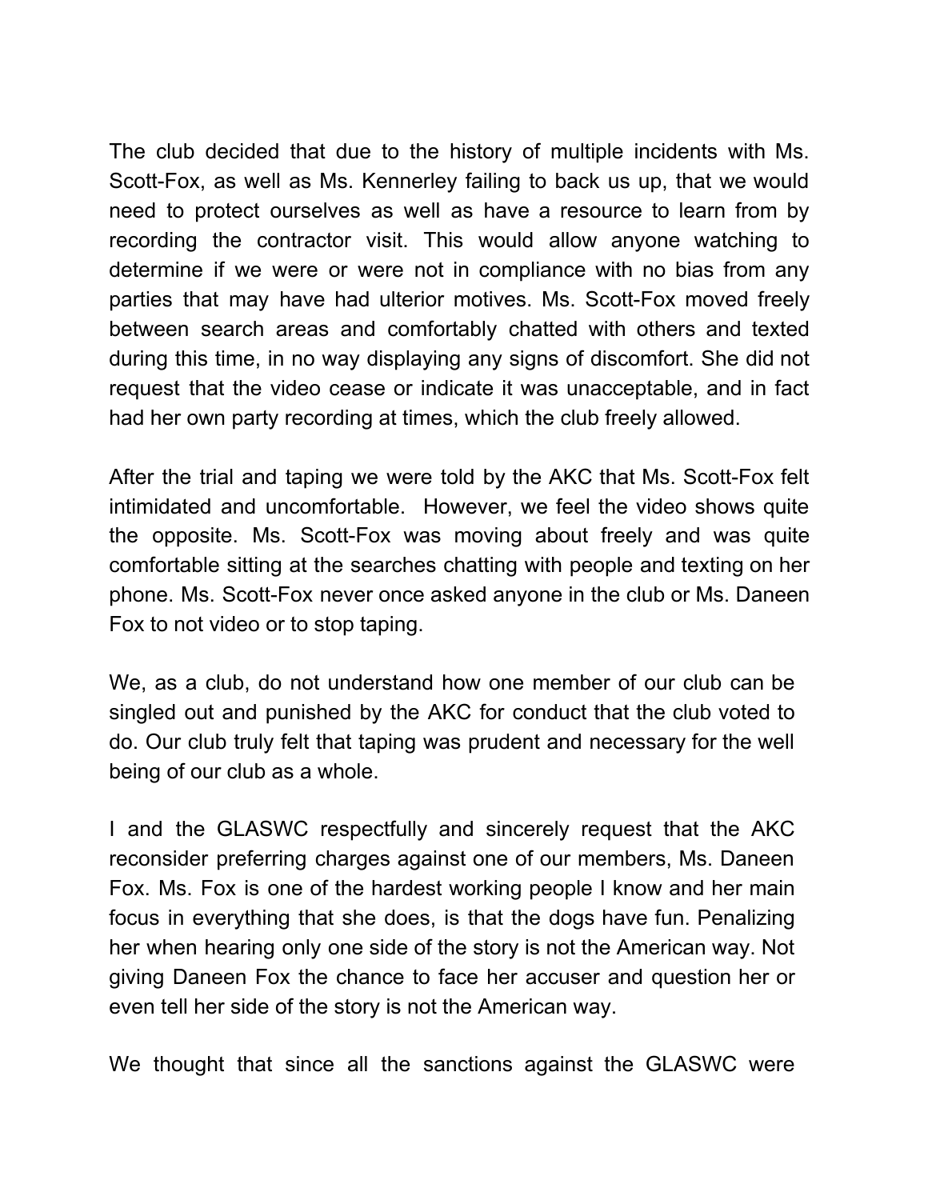The club decided that due to the history of multiple incidents with Ms. Scott-Fox, as well as Ms. Kennerley failing to back us up, that we would need to protect ourselves as well as have a resource to learn from by recording the contractor visit. This would allow anyone watching to determine if we were or were not in compliance with no bias from any parties that may have had ulterior motives. Ms. Scott-Fox moved freely between search areas and comfortably chatted with others and texted during this time, in no way displaying any signs of discomfort. She did not request that the video cease or indicate it was unacceptable, and in fact had her own party recording at times, which the club freely allowed.

After the trial and taping we were told by the AKC that Ms. Scott-Fox felt intimidated and uncomfortable. However, we feel the video shows quite the opposite. Ms. Scott-Fox was moving about freely and was quite comfortable sitting at the searches chatting with people and texting on her phone. Ms. Scott-Fox never once asked anyone in the club or Ms. Daneen Fox to not video or to stop taping.

We, as a club, do not understand how one member of our club can be singled out and punished by the AKC for conduct that the club voted to do. Our club truly felt that taping was prudent and necessary for the well being of our club as a whole.

I and the GLASWC respectfully and sincerely request that the AKC reconsider preferring charges against one of our members, Ms. Daneen Fox. Ms. Fox is one of the hardest working people I know and her main focus in everything that she does, is that the dogs have fun. Penalizing her when hearing only one side of the story is not the American way. Not giving Daneen Fox the chance to face her accuser and question her or even tell her side of the story is not the American way.

We thought that since all the sanctions against the GLASWC were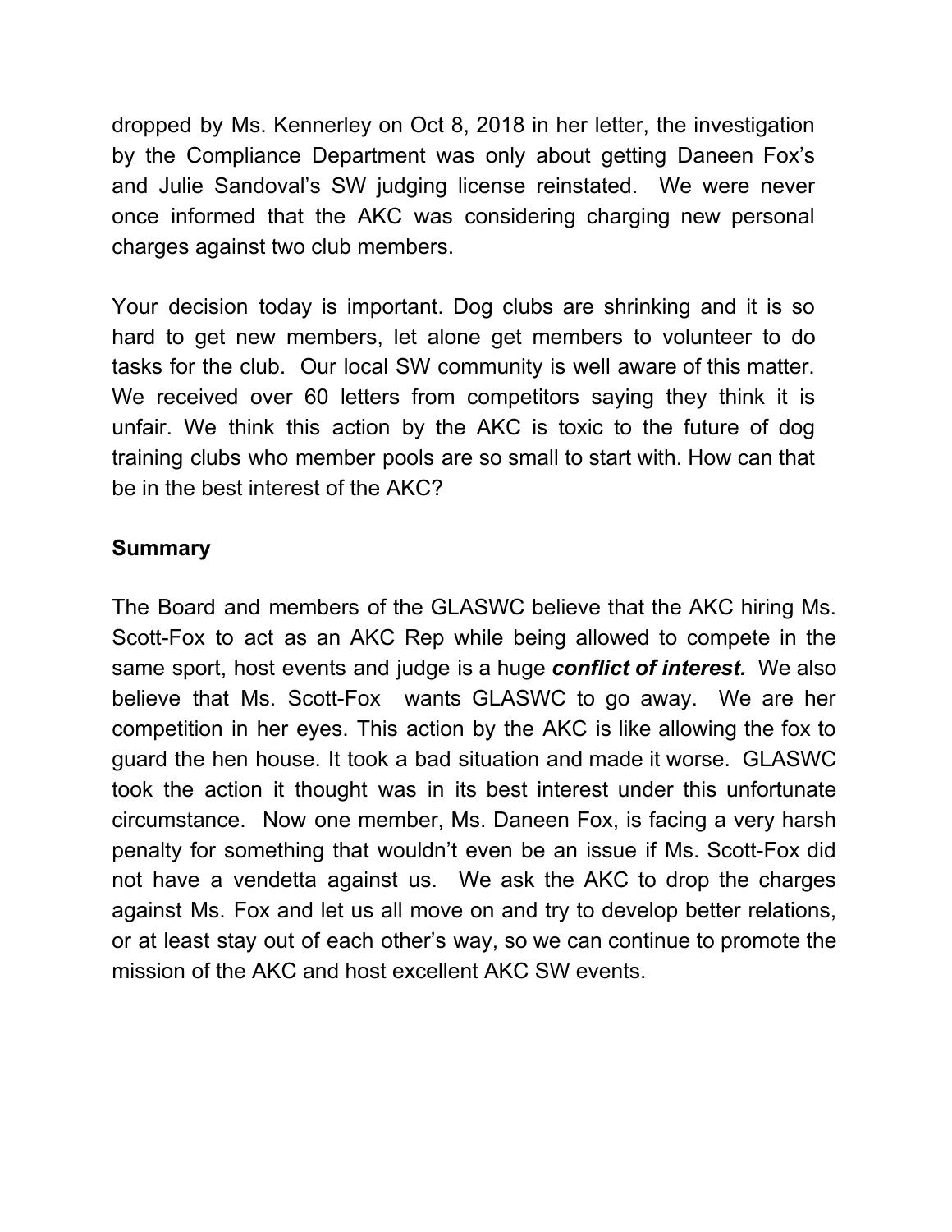dropped by Ms. Kennerley on Oct 8, 2018 in her letter, the investigation by the Compliance Department was only about getting Daneen Fox's and Julie Sandoval's SW judging license reinstated. We were never once informed that the AKC was considering charging new personal charges against two club members.

Your decision today is important. Dog clubs are shrinking and it is so hard to get new members, let alone get members to volunteer to do tasks for the club. Our local SW community is well aware of this matter. We received over 60 letters from competitors saying they think it is unfair. We think this action by the AKC is toxic to the future of dog training clubs who member pools are so small to start with. How can that be in the best interest of the AKC?

**Summary**

The Board and members of the GLASWC believe that the AKC hiring Ms. Scott-Fox to act as an AKC Rep while being allowed to compete in the same sport, host events and judge is a huge ***conflict of interest.*** We also believe that Ms. Scott-Fox wants GLASWC to go away. We are her competition in her eyes. This action by the AKC is like allowing the fox to guard the hen house. It took a bad situation and made it worse. GLASWC took the action it thought was in its best interest under this unfortunate circumstance. Now one member, Ms. Daneen Fox, is facing a very harsh penalty for something that wouldn't even be an issue if Ms. Scott-Fox did not have a vendetta against us. We ask the AKC to drop the charges against Ms. Fox and let us all move on and try to develop better relations, or at least stay out of each other's way, so we can continue to promote the mission of the AKC and host excellent AKC SW events.